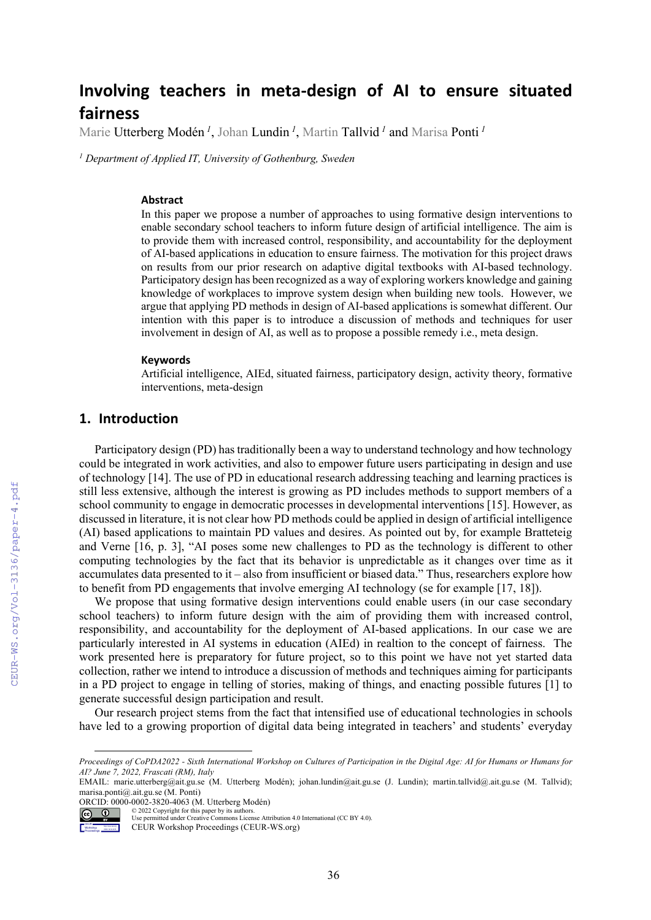# Involving teachers in meta-design of AI to ensure situated fairness

Marie Utterberg Modén [1], Johan Lundin [1], Martin Tallvid [1] and Marisa Ponti [1]

[1] *Department of Applied IT, University of Gothenburg, Sweden*

### Abstract

In this paper we propose a number of approaches to using formative design interventions to enable secondary school teachers to inform future design of artificial intelligence. The aim is to provide them with increased control, responsibility, and accountability for the deployment of AI-based applications in education to ensure fairness. The motivation for this project draws on results from our prior research on adaptive digital textbooks with AI-based technology. Participatory design has been recognized as a way of exploring workers knowledge and gaining knowledge of workplaces to improve system design when building new tools. However, we argue that applying PD methods in design of AI-based applications is somewhat different. Our intention with this paper is to introduce a discussion of methods and techniques for user involvement in design of AI, as well as to propose a possible remedy i.e., meta design.

### Keywords

Artificial intelligence, AIEd, situated fairness, participatory design, activity theory, formative interventions, meta-design

## 1. Introduction

Participatory design (PD) has traditionally been a way to understand technology and how technology could be integrated in work activities, and also to empower future users participating in design and use of technology [14]. The use of PD in educational research addressing teaching and learning practices is still less extensive, although the interest is growing as PD includes methods to support members of a school community to engage in democratic processes in developmental interventions [15]. However, as discussed in literature, it is not clear how PD methods could be applied in design of artificial intelligence (AI) based applications to maintain PD values and desires. As pointed out by, for example Bratteteig and Verne [16, p. 3], "AI poses some new challenges to PD as the technology is different to other computing technologies by the fact that its behavior is unpredictable as it changes over time as it accumulates data presented to it – also from insufficient or biased data." Thus, researchers explore how to benefit from PD engagements that involve emerging AI technology (se for example [17, 18]).

We propose that using formative design interventions could enable users (in our case secondary school teachers) to inform future design with the aim of providing them with increased control, responsibility, and accountability for the deployment of AI-based applications. In our case we are particularly interested in AI systems in education (AIEd) in realtion to the concept of fairness. The work presented here is preparatory for future project, so to this point we have not yet started data collection, rather we intend to introduce a discussion of methods and techniques aiming for participants in a PD project to engage in telling of stories, making of things, and enacting possible futures [1] to generate successful design participation and result.

Our research project stems from the fact that intensified use of educational technologies in schools have led to a growing proportion of digital data being integrated in teachers' and students' everyday

---

*Proceedings of CoPDA2022 - Sixth International Workshop on Cultures of Participation in the Digital Age: AI for Humans or Humans for AI? June 7, 2022, Frascati (RM), Italy*

EMAIL: marie.utterberg@ait.gu.se (M. Utterberg Modén); johan.lundin@ait.gu.se (J. Lundin); martin.tallvid@.ait.gu.se (M. Tallvid); marisa.ponti@ait.gu.se (M. Ponti)

ORCID: 0000-0002-3820-4063 (M. Utterberg Modén)

© 2022 Copyright for this paper by its authors.
Use permitted under Creative Commons License Attribution 4.0 International (CC BY 4.0).
CEUR Workshop Proceedings (CEUR-WS.org)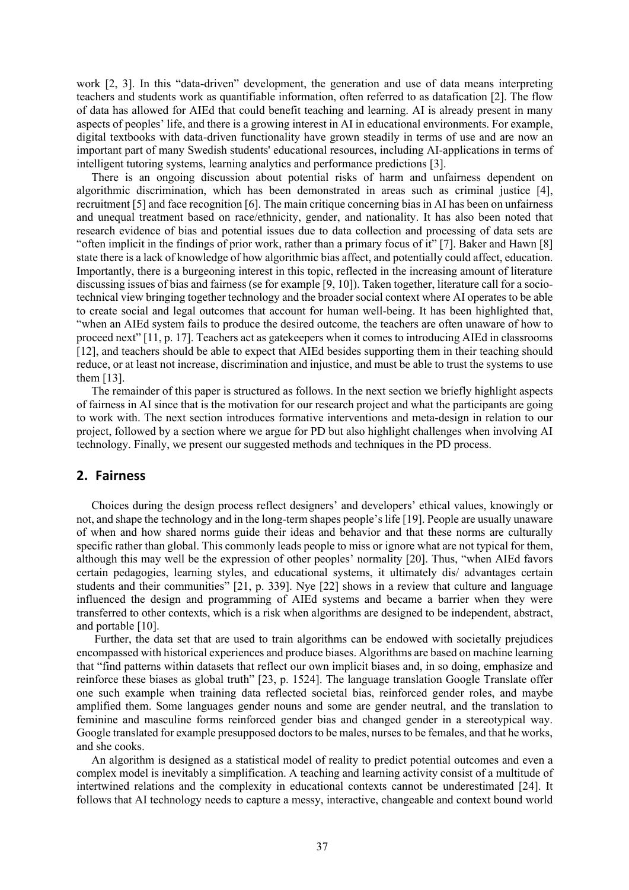work [2, 3]. In this "data-driven" development, the generation and use of data means interpreting teachers and students work as quantifiable information, often referred to as datafication [2]. The flow of data has allowed for AIEd that could benefit teaching and learning. AI is already present in many aspects of peoples' life, and there is a growing interest in AI in educational environments. For example, digital textbooks with data-driven functionality have grown steadily in terms of use and are now an important part of many Swedish students' educational resources, including AI-applications in terms of intelligent tutoring systems, learning analytics and performance predictions [3].

There is an ongoing discussion about potential risks of harm and unfairness dependent on algorithmic discrimination, which has been demonstrated in areas such as criminal justice [4], recruitment [5] and face recognition [6]. The main critique concerning bias in AI has been on unfairness and unequal treatment based on race/ethnicity, gender, and nationality. It has also been noted that research evidence of bias and potential issues due to data collection and processing of data sets are "often implicit in the findings of prior work, rather than a primary focus of it" [7]. Baker and Hawn [8] state there is a lack of knowledge of how algorithmic bias affect, and potentially could affect, education. Importantly, there is a burgeoning interest in this topic, reflected in the increasing amount of literature discussing issues of bias and fairness (se for example [9, 10]). Taken together, literature call for a socio-technical view bringing together technology and the broader social context where AI operates to be able to create social and legal outcomes that account for human well-being. It has been highlighted that, "when an AIEd system fails to produce the desired outcome, the teachers are often unaware of how to proceed next" [11, p. 17]. Teachers act as gatekeepers when it comes to introducing AIEd in classrooms [12], and teachers should be able to expect that AIEd besides supporting them in their teaching should reduce, or at least not increase, discrimination and injustice, and must be able to trust the systems to use them [13].

The remainder of this paper is structured as follows. In the next section we briefly highlight aspects of fairness in AI since that is the motivation for our research project and what the participants are going to work with. The next section introduces formative interventions and meta-design in relation to our project, followed by a section where we argue for PD but also highlight challenges when involving AI technology. Finally, we present our suggested methods and techniques in the PD process.

## 2. Fairness

Choices during the design process reflect designers' and developers' ethical values, knowingly or not, and shape the technology and in the long-term shapes people's life [19]. People are usually unaware of when and how shared norms guide their ideas and behavior and that these norms are culturally specific rather than global. This commonly leads people to miss or ignore what are not typical for them, although this may well be the expression of other peoples' normality [20]. Thus, "when AIEd favors certain pedagogies, learning styles, and educational systems, it ultimately dis/ advantages certain students and their communities" [21, p. 339]. Nye [22] shows in a review that culture and language influenced the design and programming of AIEd systems and became a barrier when they were transferred to other contexts, which is a risk when algorithms are designed to be independent, abstract, and portable [10].

Further, the data set that are used to train algorithms can be endowed with societally prejudices encompassed with historical experiences and produce biases. Algorithms are based on machine learning that "find patterns within datasets that reflect our own implicit biases and, in so doing, emphasize and reinforce these biases as global truth" [23, p. 1524]. The language translation Google Translate offer one such example when training data reflected societal bias, reinforced gender roles, and maybe amplified them. Some languages gender nouns and some are gender neutral, and the translation to feminine and masculine forms reinforced gender bias and changed gender in a stereotypical way. Google translated for example presupposed doctors to be males, nurses to be females, and that he works, and she cooks.

An algorithm is designed as a statistical model of reality to predict potential outcomes and even a complex model is inevitably a simplification. A teaching and learning activity consist of a multitude of intertwined relations and the complexity in educational contexts cannot be underestimated [24]. It follows that AI technology needs to capture a messy, interactive, changeable and context bound world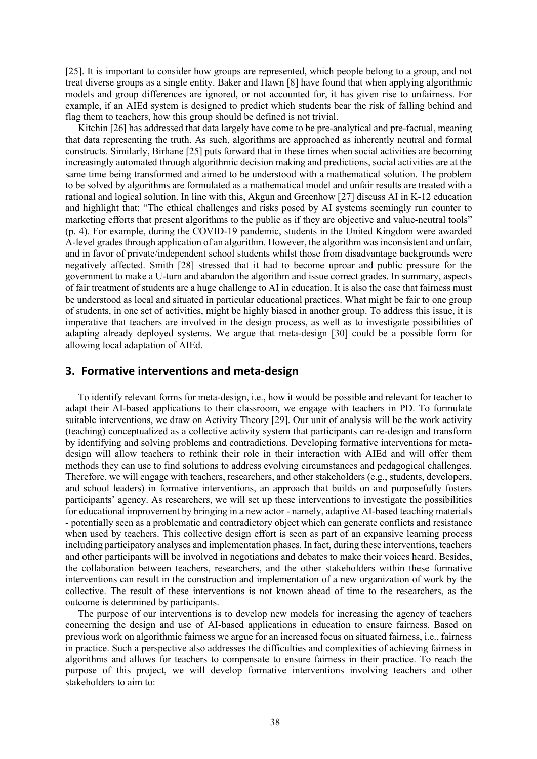[25]. It is important to consider how groups are represented, which people belong to a group, and not treat diverse groups as a single entity. Baker and Hawn [8] have found that when applying algorithmic models and group differences are ignored, or not accounted for, it has given rise to unfairness. For example, if an AIEd system is designed to predict which students bear the risk of falling behind and flag them to teachers, how this group should be defined is not trivial.

Kitchin [26] has addressed that data largely have come to be pre-analytical and pre-factual, meaning that data representing the truth. As such, algorithms are approached as inherently neutral and formal constructs. Similarly, Birhane [25] puts forward that in these times when social activities are becoming increasingly automated through algorithmic decision making and predictions, social activities are at the same time being transformed and aimed to be understood with a mathematical solution. The problem to be solved by algorithms are formulated as a mathematical model and unfair results are treated with a rational and logical solution. In line with this, Akgun and Greenhow [27] discuss AI in K-12 education and highlight that: "The ethical challenges and risks posed by AI systems seemingly run counter to marketing efforts that present algorithms to the public as if they are objective and value-neutral tools" (p. 4). For example, during the COVID-19 pandemic, students in the United Kingdom were awarded A-level grades through application of an algorithm. However, the algorithm was inconsistent and unfair, and in favor of private/independent school students whilst those from disadvantage backgrounds were negatively affected. Smith [28] stressed that it had to become uproar and public pressure for the government to make a U-turn and abandon the algorithm and issue correct grades. In summary, aspects of fair treatment of students are a huge challenge to AI in education. It is also the case that fairness must be understood as local and situated in particular educational practices. What might be fair to one group of students, in one set of activities, might be highly biased in another group. To address this issue, it is imperative that teachers are involved in the design process, as well as to investigate possibilities of adapting already deployed systems. We argue that meta-design [30] could be a possible form for allowing local adaptation of AIEd.

## 3. Formative interventions and meta-design

To identify relevant forms for meta-design, i.e., how it would be possible and relevant for teacher to adapt their AI-based applications to their classroom, we engage with teachers in PD. To formulate suitable interventions, we draw on Activity Theory [29]. Our unit of analysis will be the work activity (teaching) conceptualized as a collective activity system that participants can re-design and transform by identifying and solving problems and contradictions. Developing formative interventions for meta-design will allow teachers to rethink their role in their interaction with AIEd and will offer them methods they can use to find solutions to address evolving circumstances and pedagogical challenges. Therefore, we will engage with teachers, researchers, and other stakeholders (e.g., students, developers, and school leaders) in formative interventions, an approach that builds on and purposefully fosters participants' agency. As researchers, we will set up these interventions to investigate the possibilities for educational improvement by bringing in a new actor - namely, adaptive AI-based teaching materials - potentially seen as a problematic and contradictory object which can generate conflicts and resistance when used by teachers. This collective design effort is seen as part of an expansive learning process including participatory analyses and implementation phases. In fact, during these interventions, teachers and other participants will be involved in negotiations and debates to make their voices heard. Besides, the collaboration between teachers, researchers, and the other stakeholders within these formative interventions can result in the construction and implementation of a new organization of work by the collective. The result of these interventions is not known ahead of time to the researchers, as the outcome is determined by participants.

The purpose of our interventions is to develop new models for increasing the agency of teachers concerning the design and use of AI-based applications in education to ensure fairness. Based on previous work on algorithmic fairness we argue for an increased focus on situated fairness, i.e., fairness in practice. Such a perspective also addresses the difficulties and complexities of achieving fairness in algorithms and allows for teachers to compensate to ensure fairness in their practice. To reach the purpose of this project, we will develop formative interventions involving teachers and other stakeholders to aim to: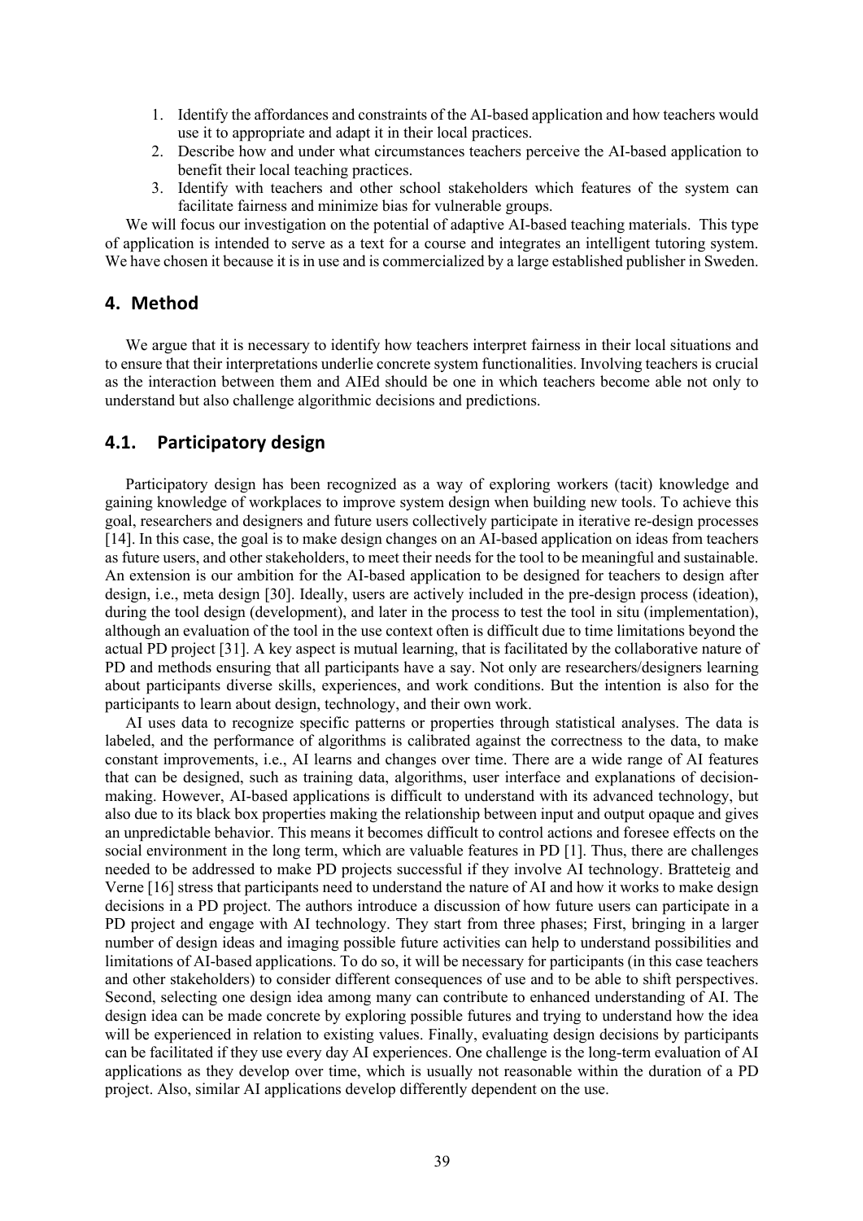1. Identify the affordances and constraints of the AI-based application and how teachers would use it to appropriate and adapt it in their local practices.
2. Describe how and under what circumstances teachers perceive the AI-based application to benefit their local teaching practices.
3. Identify with teachers and other school stakeholders which features of the system can facilitate fairness and minimize bias for vulnerable groups.

We will focus our investigation on the potential of adaptive AI-based teaching materials. This type of application is intended to serve as a text for a course and integrates an intelligent tutoring system. We have chosen it because it is in use and is commercialized by a large established publisher in Sweden.

## 4. Method

We argue that it is necessary to identify how teachers interpret fairness in their local situations and to ensure that their interpretations underlie concrete system functionalities. Involving teachers is crucial as the interaction between them and AIEd should be one in which teachers become able not only to understand but also challenge algorithmic decisions and predictions.

### 4.1. Participatory design

Participatory design has been recognized as a way of exploring workers (tacit) knowledge and gaining knowledge of workplaces to improve system design when building new tools. To achieve this goal, researchers and designers and future users collectively participate in iterative re-design processes [14]. In this case, the goal is to make design changes on an AI-based application on ideas from teachers as future users, and other stakeholders, to meet their needs for the tool to be meaningful and sustainable. An extension is our ambition for the AI-based application to be designed for teachers to design after design, i.e., meta design [30]. Ideally, users are actively included in the pre-design process (ideation), during the tool design (development), and later in the process to test the tool in situ (implementation), although an evaluation of the tool in the use context often is difficult due to time limitations beyond the actual PD project [31]. A key aspect is mutual learning, that is facilitated by the collaborative nature of PD and methods ensuring that all participants have a say. Not only are researchers/designers learning about participants diverse skills, experiences, and work conditions. But the intention is also for the participants to learn about design, technology, and their own work.

AI uses data to recognize specific patterns or properties through statistical analyses. The data is labeled, and the performance of algorithms is calibrated against the correctness to the data, to make constant improvements, i.e., AI learns and changes over time. There are a wide range of AI features that can be designed, such as training data, algorithms, user interface and explanations of decision-making. However, AI-based applications is difficult to understand with its advanced technology, but also due to its black box properties making the relationship between input and output opaque and gives an unpredictable behavior. This means it becomes difficult to control actions and foresee effects on the social environment in the long term, which are valuable features in PD [1]. Thus, there are challenges needed to be addressed to make PD projects successful if they involve AI technology. Bratteteig and Verne [16] stress that participants need to understand the nature of AI and how it works to make design decisions in a PD project. The authors introduce a discussion of how future users can participate in a PD project and engage with AI technology. They start from three phases; First, bringing in a larger number of design ideas and imaging possible future activities can help to understand possibilities and limitations of AI-based applications. To do so, it will be necessary for participants (in this case teachers and other stakeholders) to consider different consequences of use and to be able to shift perspectives. Second, selecting one design idea among many can contribute to enhanced understanding of AI. The design idea can be made concrete by exploring possible futures and trying to understand how the idea will be experienced in relation to existing values. Finally, evaluating design decisions by participants can be facilitated if they use every day AI experiences. One challenge is the long-term evaluation of AI applications as they develop over time, which is usually not reasonable within the duration of a PD project. Also, similar AI applications develop differently dependent on the use.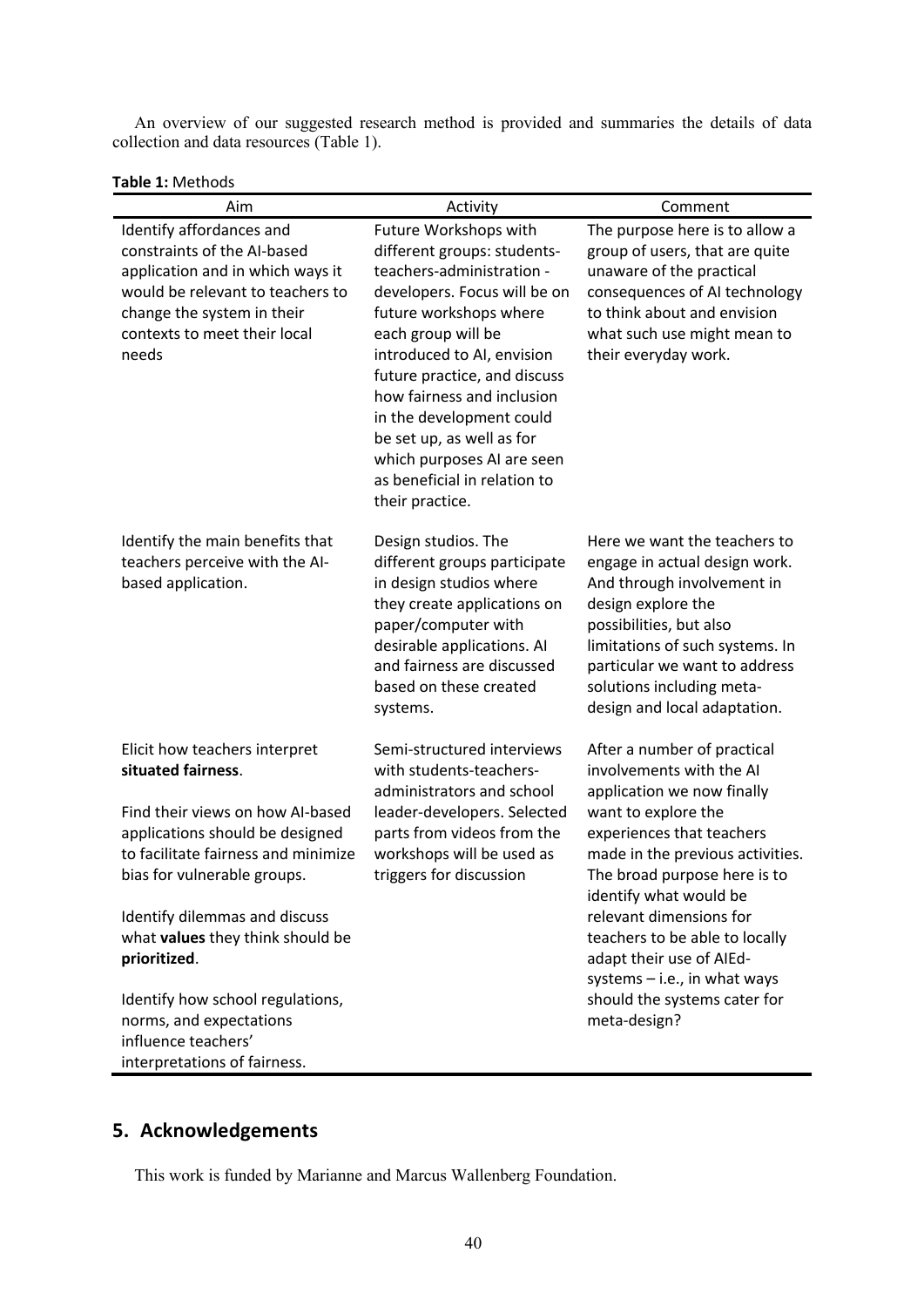An overview of our suggested research method is provided and summaries the details of data collection and data resources (Table 1).

**Table 1:** Methods

| Aim | Activity | Comment |
|---|---|---|
| Identify affordances and constraints of the AI-based application and in which ways it would be relevant to teachers to change the system in their contexts to meet their local needs | Future Workshops with different groups: students-teachers-administration - developers. Focus will be on future workshops where each group will be introduced to AI, envision future practice, and discuss how fairness and inclusion in the development could be set up, as well as for which purposes AI are seen as beneficial in relation to their practice. | The purpose here is to allow a group of users, that are quite unaware of the practical consequences of AI technology to think about and envision what such use might mean to their everyday work. |
| Identify the main benefits that teachers perceive with the AI-based application. | Design studios. The different groups participate in design studios where they create applications on paper/computer with desirable applications. AI and fairness are discussed based on these created systems. | Here we want the teachers to engage in actual design work. And through involvement in design explore the possibilities, but also limitations of such systems. In particular we want to address solutions including meta-design and local adaptation. |
| Elicit how teachers interpret **situated fairness**.<br><br>Find their views on how AI-based applications should be designed to facilitate fairness and minimize bias for vulnerable groups.<br><br>Identify dilemmas and discuss what **values** they think should be **prioritized**.<br><br>Identify how school regulations, norms, and expectations influence teachers' interpretations of fairness. | Semi-structured interviews with students-teachers-administrators and school leader-developers. Selected parts from videos from the workshops will be used as triggers for discussion | After a number of practical involvements with the AI application we now finally want to explore the experiences that teachers made in the previous activities. The broad purpose here is to identify what would be relevant dimensions for teachers to be able to locally adapt their use of AIEd-systems – i.e., in what ways should the systems cater for meta-design? |

## 5. Acknowledgements

This work is funded by Marianne and Marcus Wallenberg Foundation.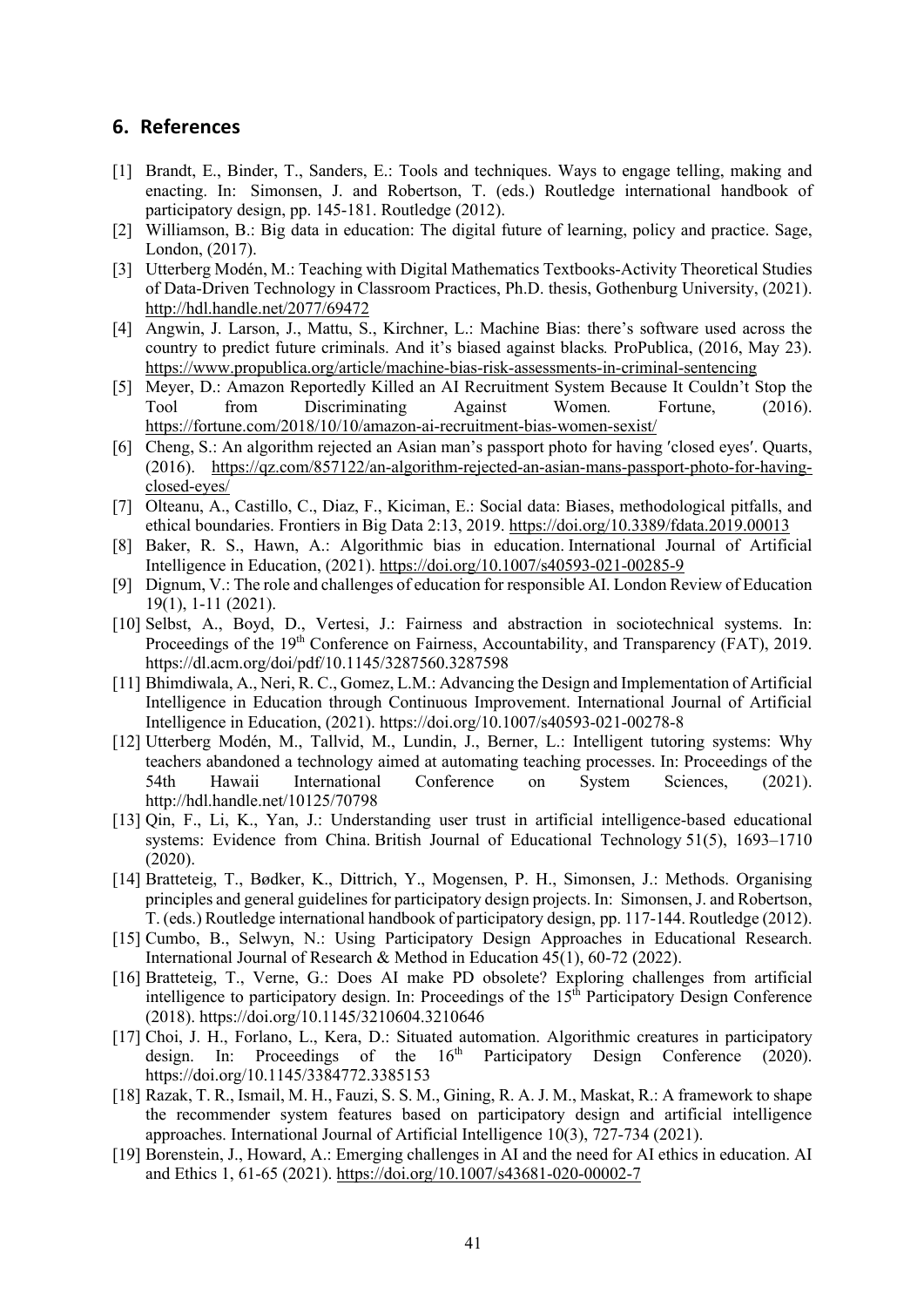## 6. References

[1] Brandt, E., Binder, T., Sanders, E.: Tools and techniques. Ways to engage telling, making and enacting. In: Simonsen, J. and Robertson, T. (eds.) Routledge international handbook of participatory design, pp. 145-181. Routledge (2012).

[2] Williamson, B.: Big data in education: The digital future of learning, policy and practice. Sage, London, (2017).

[3] Utterberg Modén, M.: Teaching with Digital Mathematics Textbooks-Activity Theoretical Studies of Data-Driven Technology in Classroom Practices, Ph.D. thesis, Gothenburg University, (2021). http://hdl.handle.net/2077/69472

[4] Angwin, J. Larson, J., Mattu, S., Kirchner, L.: Machine Bias: there's software used across the country to predict future criminals. And it's biased against blacks*.* ProPublica, (2016, May 23). https://www.propublica.org/article/machine-bias-risk-assessments-in-criminal-sentencing

[5] Meyer, D.: Amazon Reportedly Killed an AI Recruitment System Because It Couldn't Stop the Tool from Discriminating Against Women*.* Fortune, (2016). https://fortune.com/2018/10/10/amazon-ai-recruitment-bias-women-sexist/

[6] Cheng, S.: An algorithm rejected an Asian man's passport photo for having ′closed eyes′. Quarts, (2016). https://qz.com/857122/an-algorithm-rejected-an-asian-mans-passport-photo-for-having-closed-eyes/

[7] Olteanu, A., Castillo, C., Diaz, F., Kiciman, E.: Social data: Biases, methodological pitfalls, and ethical boundaries. Frontiers in Big Data 2:13, 2019. https://doi.org/10.3389/fdata.2019.00013

[8] Baker, R. S., Hawn, A.: Algorithmic bias in education. International Journal of Artificial Intelligence in Education, (2021). https://doi.org/10.1007/s40593-021-00285-9

[9] Dignum, V.: The role and challenges of education for responsible AI. London Review of Education 19(1), 1-11 (2021).

[10] Selbst, A., Boyd, D., Vertesi, J.: Fairness and abstraction in sociotechnical systems. In: Proceedings of the 19th Conference on Fairness, Accountability, and Transparency (FAT), 2019. https://dl.acm.org/doi/pdf/10.1145/3287560.3287598

[11] Bhimdiwala, A., Neri, R. C., Gomez, L.M.: Advancing the Design and Implementation of Artificial Intelligence in Education through Continuous Improvement. International Journal of Artificial Intelligence in Education, (2021). https://doi.org/10.1007/s40593-021-00278-8

[12] Utterberg Modén, M., Tallvid, M., Lundin, J., Berner, L.: Intelligent tutoring systems: Why teachers abandoned a technology aimed at automating teaching processes. In: Proceedings of the 54th Hawaii International Conference on System Sciences, (2021). http://hdl.handle.net/10125/70798

[13] Qin, F., Li, K., Yan, J.: Understanding user trust in artificial intelligence-based educational systems: Evidence from China. British Journal of Educational Technology 51(5), 1693–1710 (2020).

[14] Bratteteig, T., Bødker, K., Dittrich, Y., Mogensen, P. H., Simonsen, J.: Methods. Organising principles and general guidelines for participatory design projects. In: Simonsen, J. and Robertson, T. (eds.) Routledge international handbook of participatory design, pp. 117-144. Routledge (2012).

[15] Cumbo, B., Selwyn, N.: Using Participatory Design Approaches in Educational Research. International Journal of Research & Method in Education 45(1), 60-72 (2022).

[16] Bratteteig, T., Verne, G.: Does AI make PD obsolete? Exploring challenges from artificial intelligence to participatory design. In: Proceedings of the 15th Participatory Design Conference (2018). https://doi.org/10.1145/3210604.3210646

[17] Choi, J. H., Forlano, L., Kera, D.: Situated automation. Algorithmic creatures in participatory design. In: Proceedings of the 16th Participatory Design Conference (2020). https://doi.org/10.1145/3384772.3385153

[18] Razak, T. R., Ismail, M. H., Fauzi, S. S. M., Gining, R. A. J. M., Maskat, R.: A framework to shape the recommender system features based on participatory design and artificial intelligence approaches. International Journal of Artificial Intelligence 10(3), 727-734 (2021).

[19] Borenstein, J., Howard, A.: Emerging challenges in AI and the need for AI ethics in education. AI and Ethics 1, 61-65 (2021). https://doi.org/10.1007/s43681-020-00002-7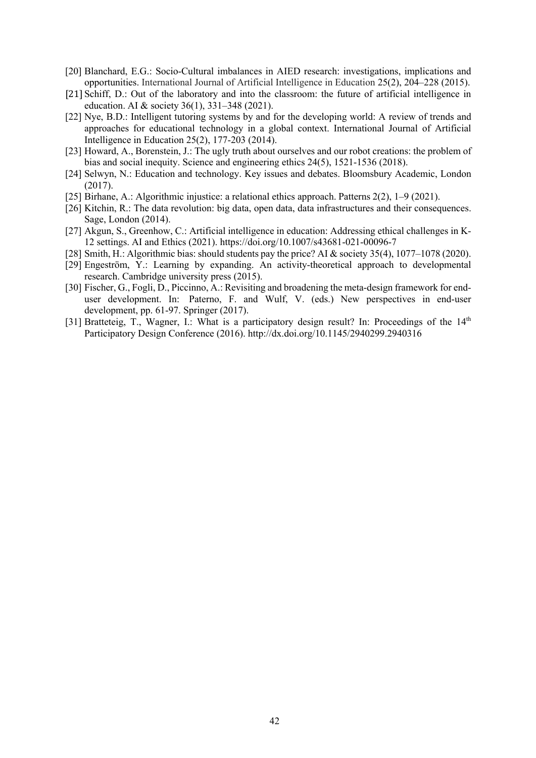[20] Blanchard, E.G.: Socio-Cultural imbalances in AIED research: investigations, implications and opportunities. International Journal of Artificial Intelligence in Education 25(2), 204–228 (2015).

[21] Schiff, D.: Out of the laboratory and into the classroom: the future of artificial intelligence in education. AI & society 36(1), 331–348 (2021).

[22] Nye, B.D.: Intelligent tutoring systems by and for the developing world: A review of trends and approaches for educational technology in a global context. International Journal of Artificial Intelligence in Education 25(2), 177-203 (2014).

[23] Howard, A., Borenstein, J.: The ugly truth about ourselves and our robot creations: the problem of bias and social inequity. Science and engineering ethics 24(5), 1521-1536 (2018).

[24] Selwyn, N.: Education and technology. Key issues and debates. Bloomsbury Academic, London (2017).

[25] Birhane, A.: Algorithmic injustice: a relational ethics approach. Patterns 2(2), 1–9 (2021).

[26] Kitchin, R.: The data revolution: big data, open data, data infrastructures and their consequences. Sage, London (2014).

[27] Akgun, S., Greenhow, C.: Artificial intelligence in education: Addressing ethical challenges in K-12 settings. AI and Ethics (2021). https://doi.org/10.1007/s43681-021-00096-7

[28] Smith, H.: Algorithmic bias: should students pay the price? AI & society 35(4), 1077–1078 (2020).

[29] Engeström, Y.: Learning by expanding. An activity-theoretical approach to developmental research. Cambridge university press (2015).

[30] Fischer, G., Fogli, D., Piccinno, A.: Revisiting and broadening the meta-design framework for end-user development. In: Paterno, F. and Wulf, V. (eds.) New perspectives in end-user development, pp. 61-97. Springer (2017).

[31] Bratteteig, T., Wagner, I.: What is a participatory design result? In: Proceedings of the 14th Participatory Design Conference (2016). http://dx.doi.org/10.1145/2940299.2940316